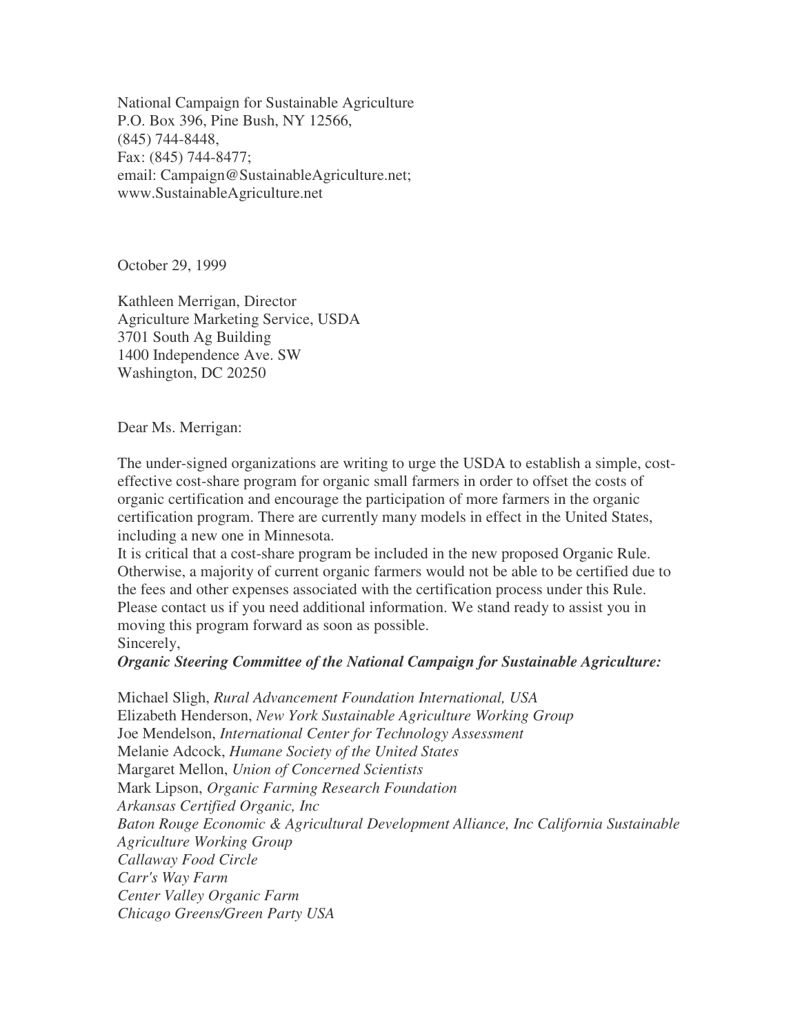National Campaign for Sustainable Agriculture
P.O. Box 396, Pine Bush, NY 12566,
(845) 744-8448,
Fax: (845) 744-8477;
email: Campaign@SustainableAgriculture.net;
www.SustainableAgriculture.net

October 29, 1999

Kathleen Merrigan, Director
Agriculture Marketing Service, USDA
3701 South Ag Building
1400 Independence Ave. SW
Washington, DC 20250

Dear Ms. Merrigan:

The under-signed organizations are writing to urge the USDA to establish a simple, cost-effective cost-share program for organic small farmers in order to offset the costs of organic certification and encourage the participation of more farmers in the organic certification program. There are currently many models in effect in the United States, including a new one in Minnesota.

It is critical that a cost-share program be included in the new proposed Organic Rule. Otherwise, a majority of current organic farmers would not be able to be certified due to the fees and other expenses associated with the certification process under this Rule. Please contact us if you need additional information. We stand ready to assist you in moving this program forward as soon as possible.

Sincerely,

***Organic Steering Committee of the National Campaign for Sustainable Agriculture:***

Michael Sligh, *Rural Advancement Foundation International, USA*
Elizabeth Henderson, *New York Sustainable Agriculture Working Group*
Joe Mendelson, *International Center for Technology Assessment*
Melanie Adcock, *Humane Society of the United States*
Margaret Mellon, *Union of Concerned Scientists*
Mark Lipson, *Organic Farming Research Foundation*
*Arkansas Certified Organic, Inc*
*Baton Rouge Economic & Agricultural Development Alliance, Inc California Sustainable Agriculture Working Group*
*Callaway Food Circle*
*Carr's Way Farm*
*Center Valley Organic Farm*
*Chicago Greens/Green Party USA*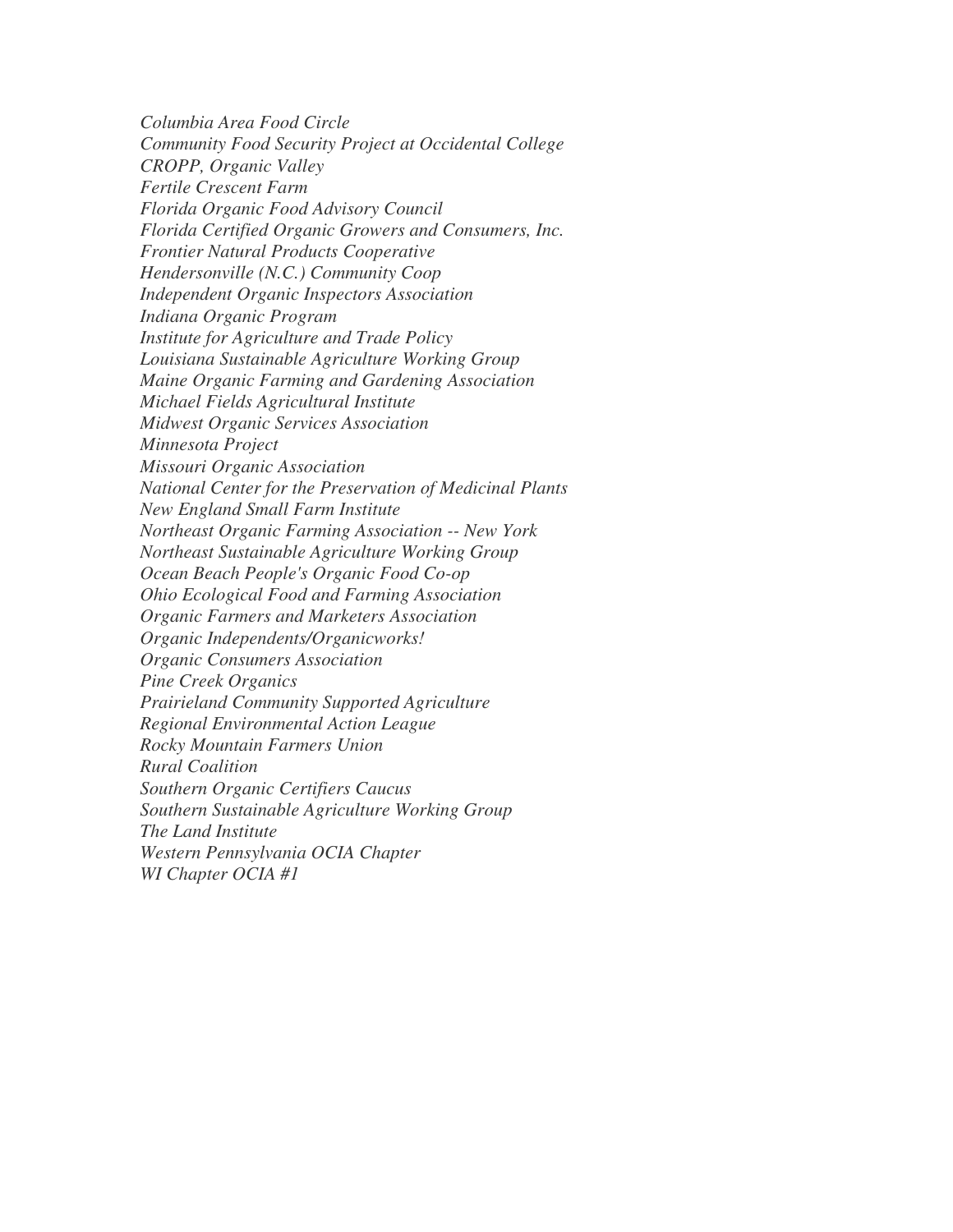*Columbia Area Food Circle*
*Community Food Security Project at Occidental College*
*CROPP, Organic Valley*
*Fertile Crescent Farm*
*Florida Organic Food Advisory Council*
*Florida Certified Organic Growers and Consumers, Inc.*
*Frontier Natural Products Cooperative*
*Hendersonville (N.C.) Community Coop*
*Independent Organic Inspectors Association*
*Indiana Organic Program*
*Institute for Agriculture and Trade Policy*
*Louisiana Sustainable Agriculture Working Group*
*Maine Organic Farming and Gardening Association*
*Michael Fields Agricultural Institute*
*Midwest Organic Services Association*
*Minnesota Project*
*Missouri Organic Association*
*National Center for the Preservation of Medicinal Plants*
*New England Small Farm Institute*
*Northeast Organic Farming Association -- New York*
*Northeast Sustainable Agriculture Working Group*
*Ocean Beach People's Organic Food Co-op*
*Ohio Ecological Food and Farming Association*
*Organic Farmers and Marketers Association*
*Organic Independents/Organicworks!*
*Organic Consumers Association*
*Pine Creek Organics*
*Prairieland Community Supported Agriculture*
*Regional Environmental Action League*
*Rocky Mountain Farmers Union*
*Rural Coalition*
*Southern Organic Certifiers Caucus*
*Southern Sustainable Agriculture Working Group*
*The Land Institute*
*Western Pennsylvania OCIA Chapter*
*WI Chapter OCIA #1*